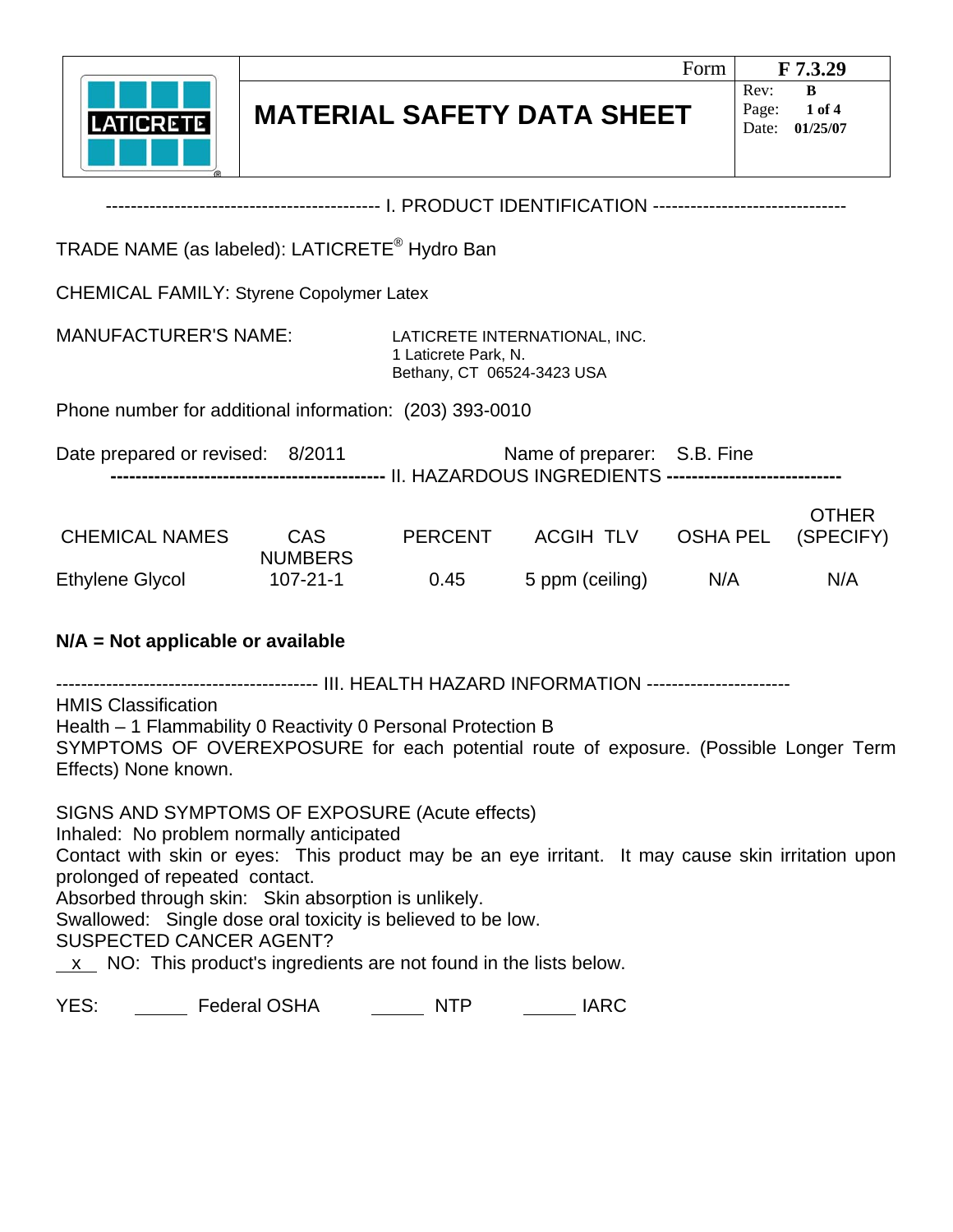| LATICRETE | MATERIAL SAFETY DATA SHEET | Form F 7.3.29 |
|---|---|---|
| | | Rev: B<br>Page: 1 of 4<br>Date: 01/25/07 |

## I. PRODUCT IDENTIFICATION

TRADE NAME (as labeled): LATICRETE® Hydro Ban

CHEMICAL FAMILY: Styrene Copolymer Latex

MANUFACTURER'S NAME: LATICRETE INTERNATIONAL, INC.
1 Laticrete Park, N.
Bethany, CT 06524-3423 USA

Phone number for additional information: (203) 393-0010

Date prepared or revised: 8/2011 Name of preparer: S.B. Fine

## II. HAZARDOUS INGREDIENTS

| CHEMICAL NAMES | CAS NUMBERS | PERCENT | ACGIH TLV | OSHA PEL | OTHER (SPECIFY) |
|---|---|---|---|---|---|
| Ethylene Glycol | 107-21-1 | 0.45 | 5 ppm (ceiling) | N/A | N/A |

**N/A = Not applicable or available**

## III. HEALTH HAZARD INFORMATION

HMIS Classification
Health – 1 Flammability 0 Reactivity 0 Personal Protection B
SYMPTOMS OF OVEREXPOSURE for each potential route of exposure. (Possible Longer Term Effects) None known.

SIGNS AND SYMPTOMS OF EXPOSURE (Acute effects)
Inhaled: No problem normally anticipated
Contact with skin or eyes: This product may be an eye irritant. It may cause skin irritation upon prolonged of repeated contact.
Absorbed through skin: Skin absorption is unlikely.
Swallowed: Single dose oral toxicity is believed to be low.
SUSPECTED CANCER AGENT?
x NO: This product's ingredients are not found in the lists below.

YES: ______ Federal OSHA ______ NTP ______ IARC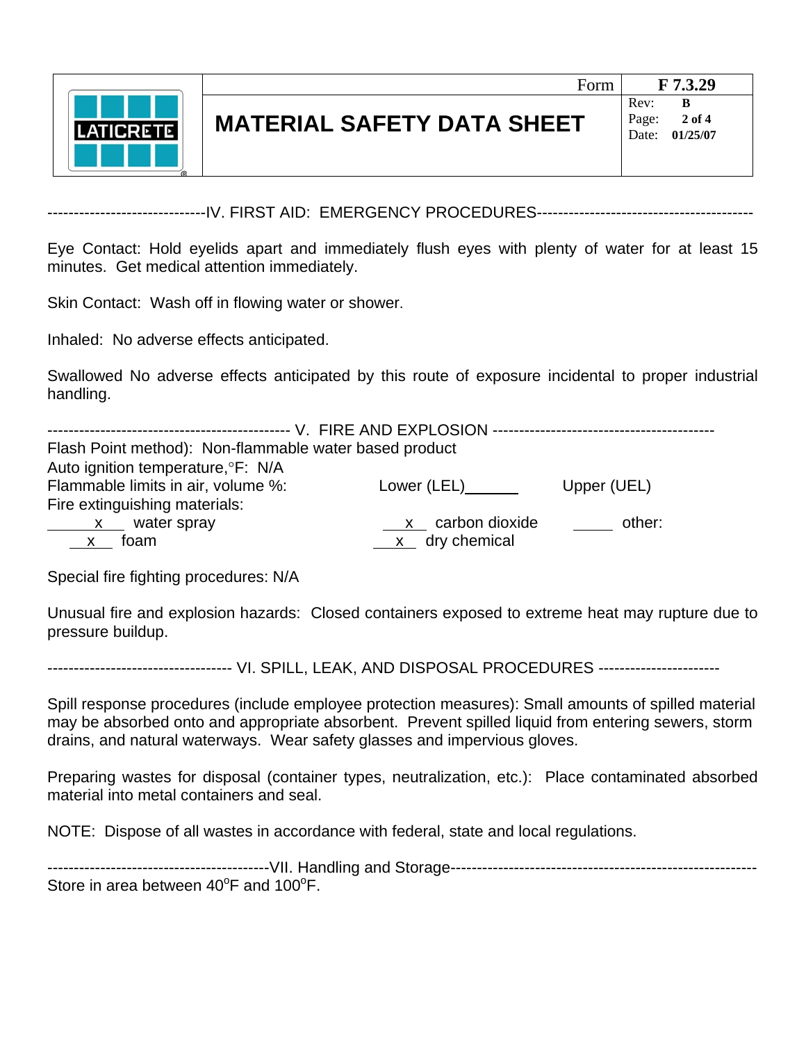## IV. FIRST AID: EMERGENCY PROCEDURES

Eye Contact: Hold eyelids apart and immediately flush eyes with plenty of water for at least 15 minutes. Get medical attention immediately.

Skin Contact: Wash off in flowing water or shower.

Inhaled: No adverse effects anticipated.

Swallowed No adverse effects anticipated by this route of exposure incidental to proper industrial handling.

## V. FIRE AND EXPLOSION

Flash Point method): Non-flammable water based product

Auto ignition temperature,°F: N/A

Flammable limits in air, volume %: Lower (LEL)______ Upper (UEL)

Fire extinguishing materials:

| | | |
|---|---|---|
| __x__ water spray | __x__ carbon dioxide | _____ other: |
| __x__ foam | __x__ dry chemical | |

Special fire fighting procedures: N/A

Unusual fire and explosion hazards: Closed containers exposed to extreme heat may rupture due to pressure buildup.

## VI. SPILL, LEAK, AND DISPOSAL PROCEDURES

Spill response procedures (include employee protection measures): Small amounts of spilled material may be absorbed onto and appropriate absorbent. Prevent spilled liquid from entering sewers, storm drains, and natural waterways. Wear safety glasses and impervious gloves.

Preparing wastes for disposal (container types, neutralization, etc.): Place contaminated absorbed material into metal containers and seal.

NOTE: Dispose of all wastes in accordance with federal, state and local regulations.

## VII. Handling and Storage

Store in area between 40°F and 100°F.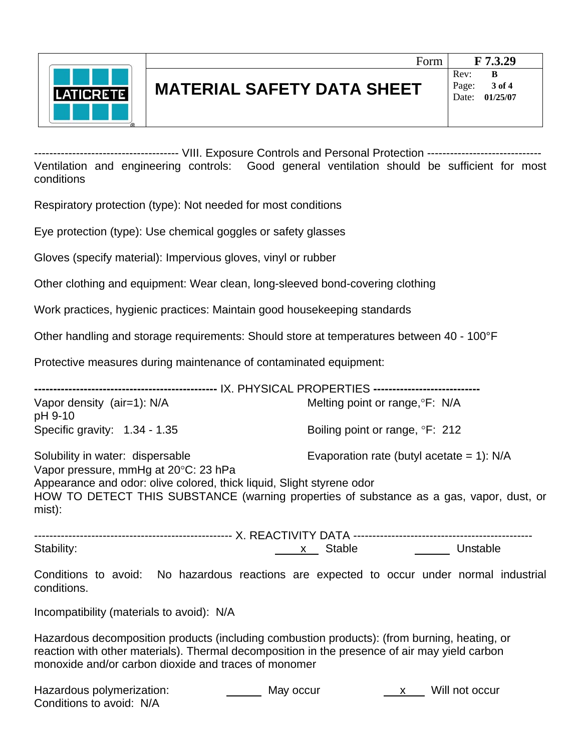## VIII. Exposure Controls and Personal Protection

Ventilation and engineering controls: Good general ventilation should be sufficient for most conditions

Respiratory protection (type): Not needed for most conditions

Eye protection (type): Use chemical goggles or safety glasses

Gloves (specify material): Impervious gloves, vinyl or rubber

Other clothing and equipment: Wear clean, long-sleeved bond-covering clothing

Work practices, hygienic practices: Maintain good housekeeping standards

Other handling and storage requirements: Should store at temperatures between 40 - 100°F

Protective measures during maintenance of contaminated equipment:

## IX. PHYSICAL PROPERTIES

Vapor density (air=1): N/A

Melting point or range,°F: N/A

pH 9-10

Specific gravity: 1.34 - 1.35

Boiling point or range, °F: 212

Solubility in water: dispersable

Evaporation rate (butyl acetate = 1): N/A

Vapor pressure, mmHg at 20°C: 23 hPa

Appearance and odor: olive colored, thick liquid, Slight styrene odor

HOW TO DETECT THIS SUBSTANCE (warning properties of substance as a gas, vapor, dust, or mist):

## X. REACTIVITY DATA

Stability: x Stable ______ Unstable

Conditions to avoid: No hazardous reactions are expected to occur under normal industrial conditions.

Incompatibility (materials to avoid): N/A

Hazardous decomposition products (including combustion products): (from burning, heating, or reaction with other materials). Thermal decomposition in the presence of air may yield carbon monoxide and/or carbon dioxide and traces of monomer

Hazardous polymerization: ______ May occur x Will not occur

Conditions to avoid: N/A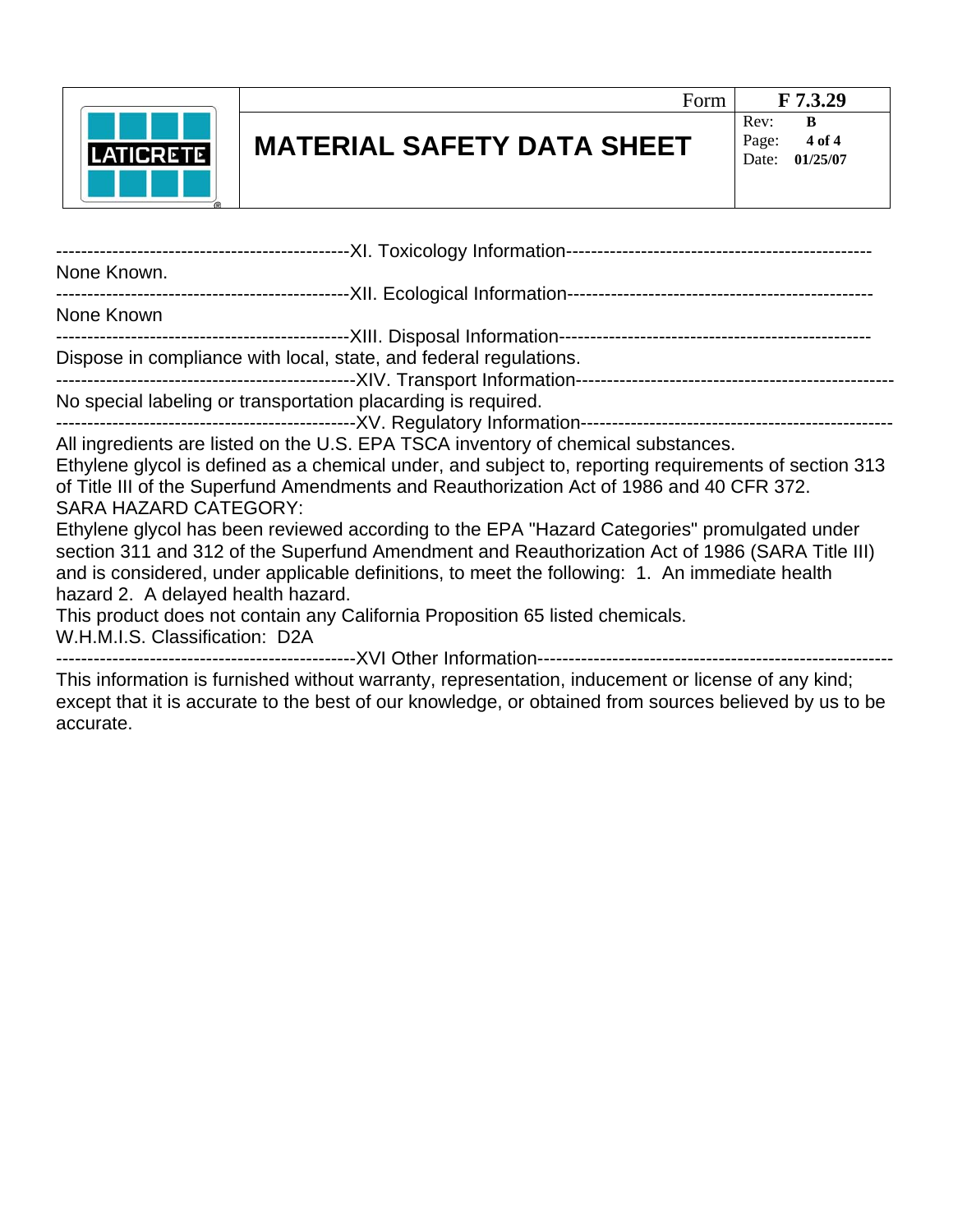## XI. Toxicology Information

None Known.

## XII. Ecological Information

None Known

## XIII. Disposal Information

Dispose in compliance with local, state, and federal regulations.

## XIV. Transport Information

No special labeling or transportation placarding is required.

## XV. Regulatory Information

All ingredients are listed on the U.S. EPA TSCA inventory of chemical substances.

Ethylene glycol is defined as a chemical under, and subject to, reporting requirements of section 313 of Title III of the Superfund Amendments and Reauthorization Act of 1986 and 40 CFR 372.

SARA HAZARD CATEGORY:

Ethylene glycol has been reviewed according to the EPA "Hazard Categories" promulgated under section 311 and 312 of the Superfund Amendment and Reauthorization Act of 1986 (SARA Title III) and is considered, under applicable definitions, to meet the following: 1. An immediate health hazard 2. A delayed health hazard.

This product does not contain any California Proposition 65 listed chemicals.

W.H.M.I.S. Classification: D2A

## XVI Other Information

This information is furnished without warranty, representation, inducement or license of any kind; except that it is accurate to the best of our knowledge, or obtained from sources believed by us to be accurate.